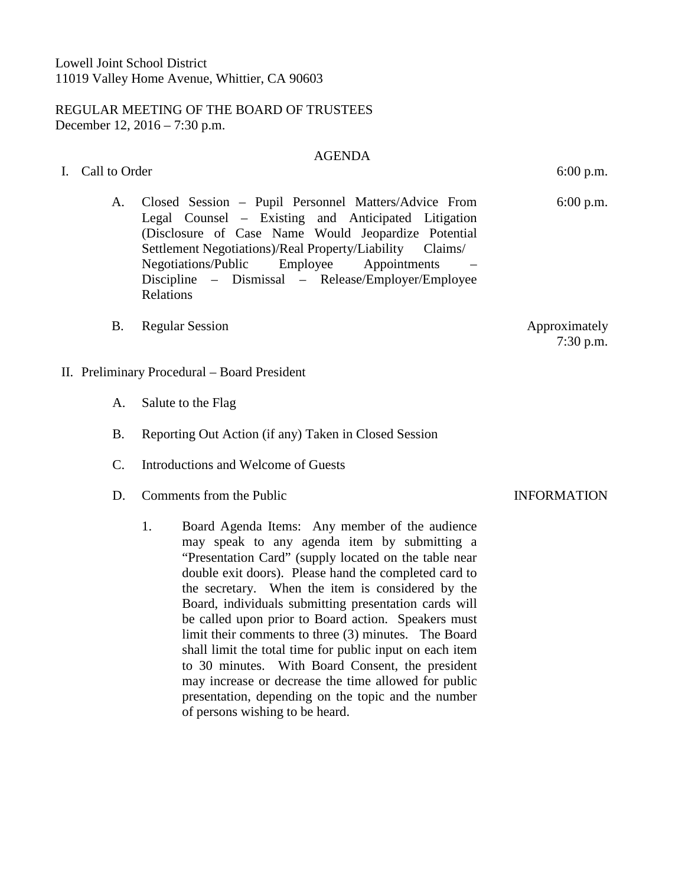Lowell Joint School District
11019 Valley Home Avenue, Whittier, CA 90603

REGULAR MEETING OF THE BOARD OF TRUSTEES
December 12, 2016 – 7:30 p.m.

AGENDA

I. Call to Order — 6:00 p.m.

   A. Closed Session – Pupil Personnel Matters/Advice From Legal Counsel – Existing and Anticipated Litigation (Disclosure of Case Name Would Jeopardize Potential Settlement Negotiations)/Real Property/Liability Claims/ Negotiations/Public Employee Appointments – Discipline – Dismissal – Release/Employer/Employee Relations — 6:00 p.m.

   B. Regular Session — Approximately 7:30 p.m.

II. Preliminary Procedural – Board President

   A. Salute to the Flag

   B. Reporting Out Action (if any) Taken in Closed Session

   C. Introductions and Welcome of Guests

   D. Comments from the Public — INFORMATION

      1. Board Agenda Items: Any member of the audience may speak to any agenda item by submitting a "Presentation Card" (supply located on the table near double exit doors). Please hand the completed card to the secretary. When the item is considered by the Board, individuals submitting presentation cards will be called upon prior to Board action. Speakers must limit their comments to three (3) minutes. The Board shall limit the total time for public input on each item to 30 minutes. With Board Consent, the president may increase or decrease the time allowed for public presentation, depending on the topic and the number of persons wishing to be heard.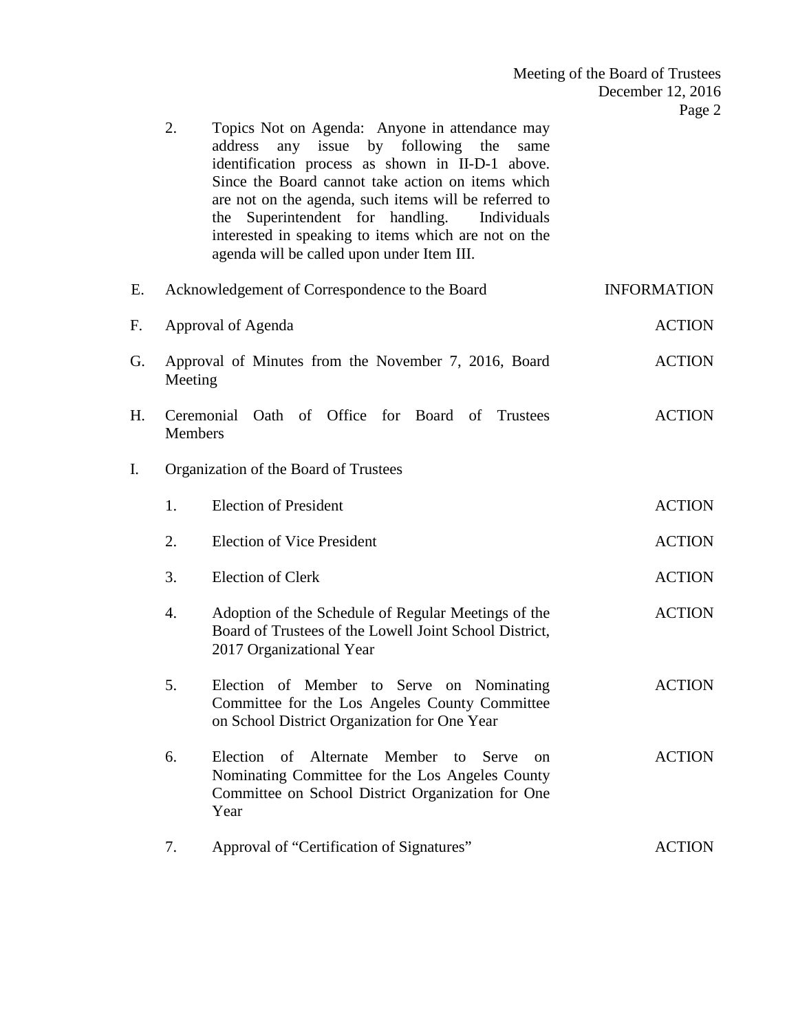2. Topics Not on Agenda: Anyone in attendance may address any issue by following the same identification process as shown in II-D-1 above. Since the Board cannot take action on items which are not on the agenda, such items will be referred to the Superintendent for handling. Individuals interested in speaking to items which are not on the agenda will be called upon under Item III.

| | | |
|---|---|---|
| E. | Acknowledgement of Correspondence to the Board | INFORMATION |
| F. | Approval of Agenda | ACTION |
| G. | Approval of Minutes from the November 7, 2016, Board Meeting | ACTION |
| H. | Ceremonial Oath of Office for Board of Trustees Members | ACTION |
| I. | Organization of the Board of Trustees | |
| | 1. Election of President | ACTION |
| | 2. Election of Vice President | ACTION |
| | 3. Election of Clerk | ACTION |
| | 4. Adoption of the Schedule of Regular Meetings of the Board of Trustees of the Lowell Joint School District, 2017 Organizational Year | ACTION |
| | 5. Election of Member to Serve on Nominating Committee for the Los Angeles County Committee on School District Organization for One Year | ACTION |
| | 6. Election of Alternate Member to Serve on Nominating Committee for the Los Angeles County Committee on School District Organization for One Year | ACTION |
| | 7. Approval of "Certification of Signatures" | ACTION |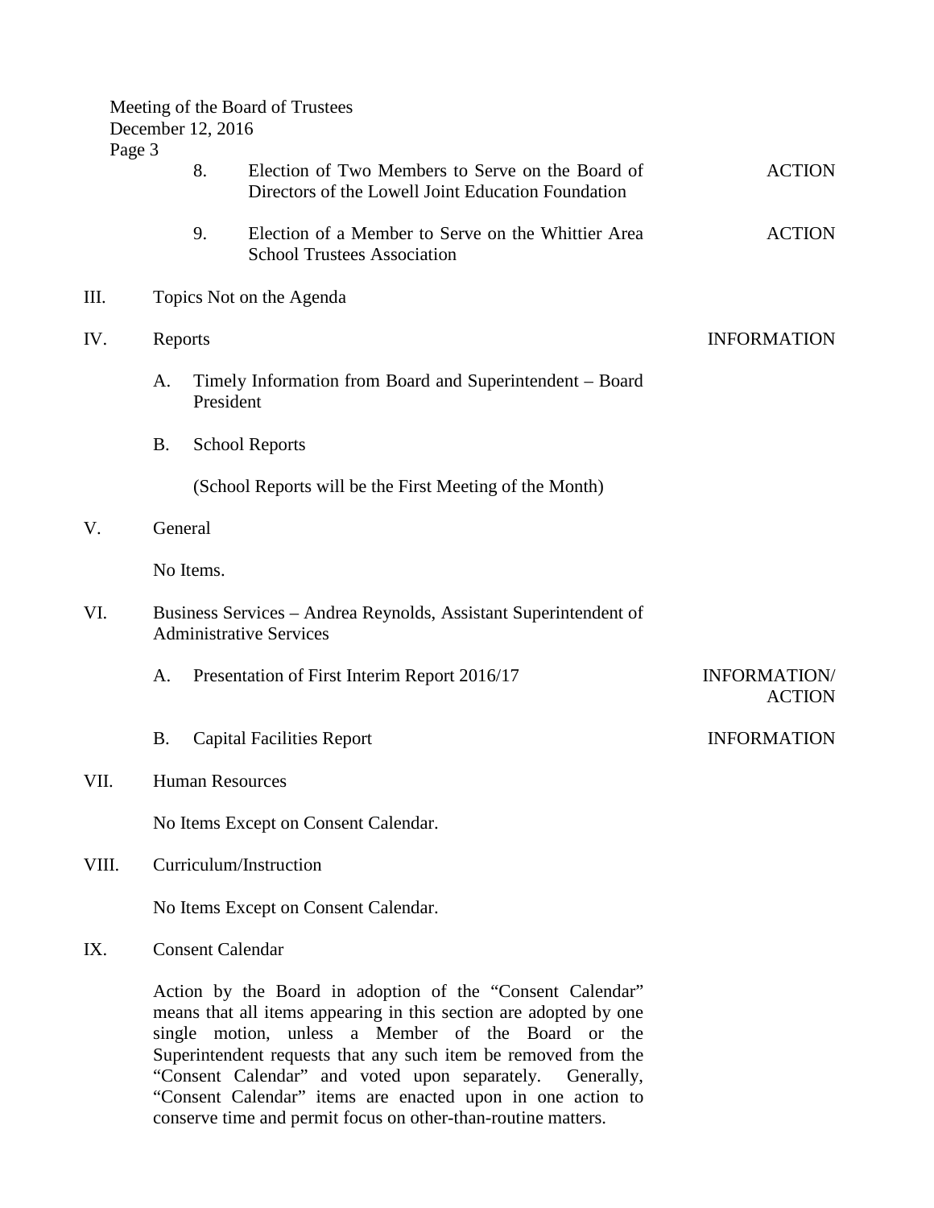8. Election of Two Members to Serve on the Board of Directors of the Lowell Joint Education Foundation — ACTION

9. Election of a Member to Serve on the Whittier Area School Trustees Association — ACTION

III. Topics Not on the Agenda

IV. Reports — INFORMATION

A. Timely Information from Board and Superintendent – Board President

B. School Reports

(School Reports will be the First Meeting of the Month)

V. General

No Items.

VI. Business Services – Andrea Reynolds, Assistant Superintendent of Administrative Services

A. Presentation of First Interim Report 2016/17 — INFORMATION/ ACTION

B. Capital Facilities Report — INFORMATION

VII. Human Resources

No Items Except on Consent Calendar.

VIII. Curriculum/Instruction

No Items Except on Consent Calendar.

IX. Consent Calendar

Action by the Board in adoption of the "Consent Calendar" means that all items appearing in this section are adopted by one single motion, unless a Member of the Board or the Superintendent requests that any such item be removed from the "Consent Calendar" and voted upon separately. Generally, "Consent Calendar" items are enacted upon in one action to conserve time and permit focus on other-than-routine matters.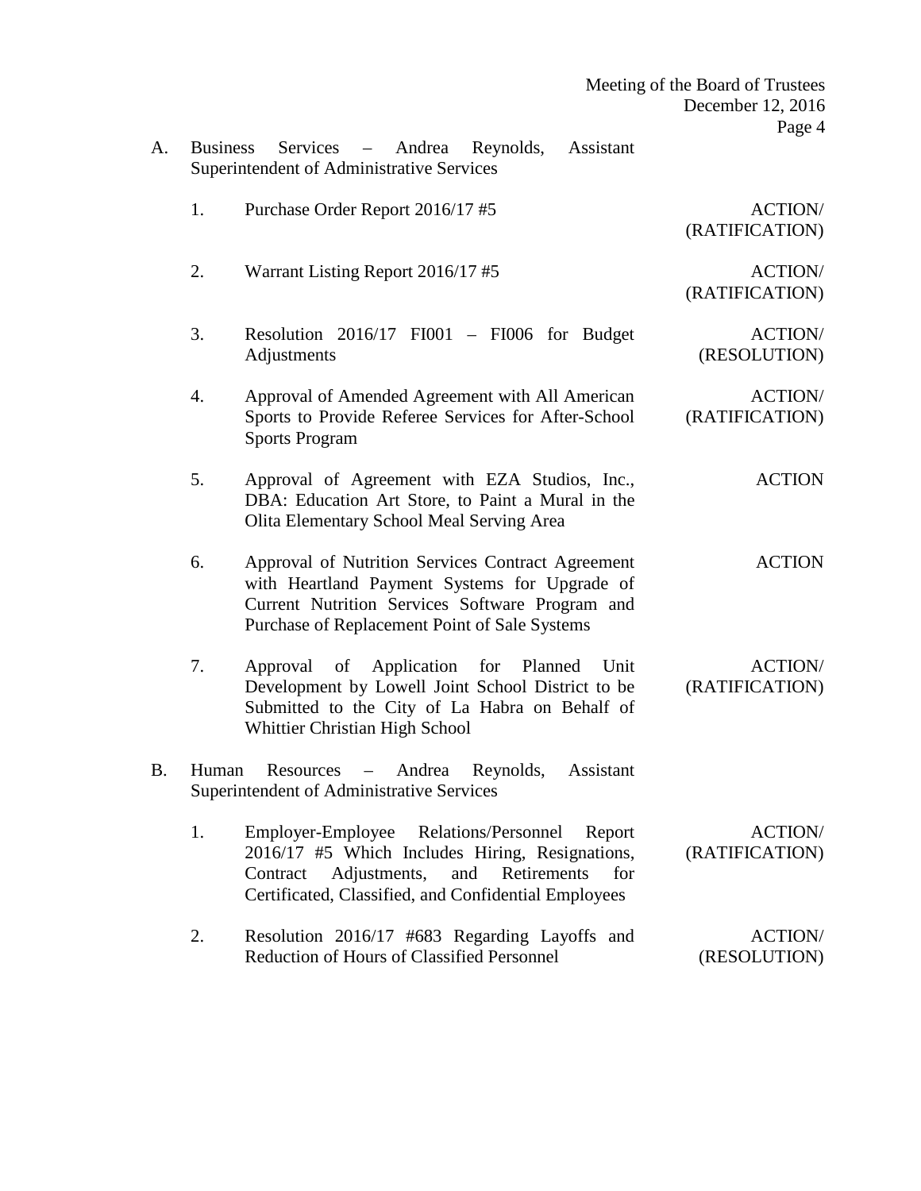A. Business Services – Andrea Reynolds, Assistant Superintendent of Administrative Services

| | | |
|---|---|---|
| 1. | Purchase Order Report 2016/17 #5 | ACTION/ (RATIFICATION) |
| 2. | Warrant Listing Report 2016/17 #5 | ACTION/ (RATIFICATION) |
| 3. | Resolution 2016/17 FI001 – FI006 for Budget Adjustments | ACTION/ (RESOLUTION) |
| 4. | Approval of Amended Agreement with All American Sports to Provide Referee Services for After-School Sports Program | ACTION/ (RATIFICATION) |
| 5. | Approval of Agreement with EZA Studios, Inc., DBA: Education Art Store, to Paint a Mural in the Olita Elementary School Meal Serving Area | ACTION |
| 6. | Approval of Nutrition Services Contract Agreement with Heartland Payment Systems for Upgrade of Current Nutrition Services Software Program and Purchase of Replacement Point of Sale Systems | ACTION |
| 7. | Approval of Application for Planned Unit Development by Lowell Joint School District to be Submitted to the City of La Habra on Behalf of Whittier Christian High School | ACTION/ (RATIFICATION) |

B. Human Resources – Andrea Reynolds, Assistant Superintendent of Administrative Services

| | | |
|---|---|---|
| 1. | Employer-Employee Relations/Personnel Report 2016/17 #5 Which Includes Hiring, Resignations, Contract Adjustments, and Retirements for Certificated, Classified, and Confidential Employees | ACTION/ (RATIFICATION) |
| 2. | Resolution 2016/17 #683 Regarding Layoffs and Reduction of Hours of Classified Personnel | ACTION/ (RESOLUTION) |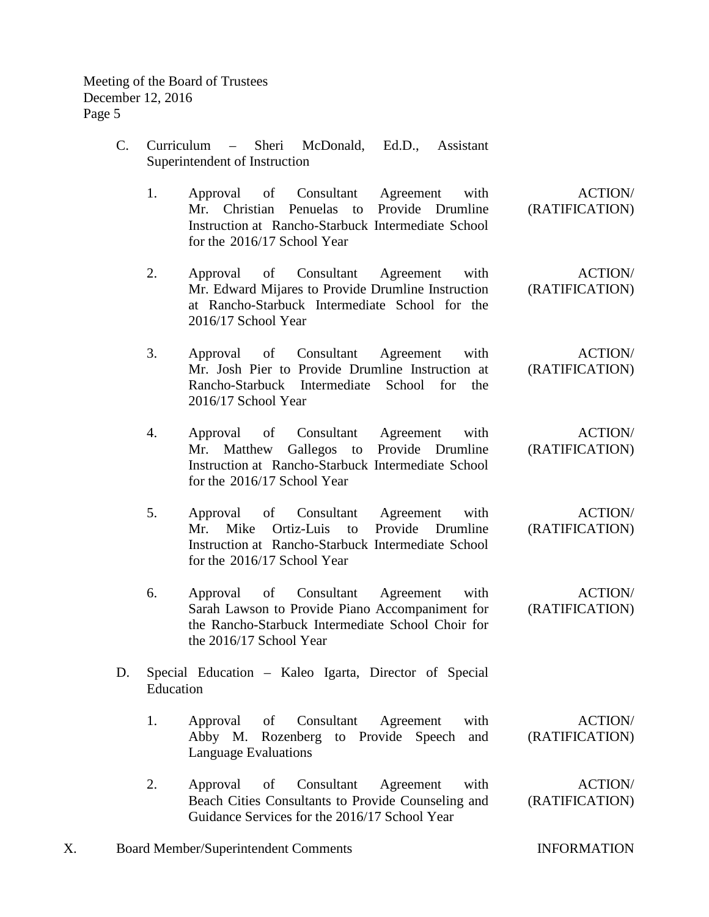C. Curriculum – Sheri McDonald, Ed.D., Assistant Superintendent of Instruction

1. Approval of Consultant Agreement with Mr. Christian Penuelas to Provide Drumline Instruction at Rancho-Starbuck Intermediate School for the 2016/17 School Year — ACTION/ (RATIFICATION)

2. Approval of Consultant Agreement with Mr. Edward Mijares to Provide Drumline Instruction at Rancho-Starbuck Intermediate School for the 2016/17 School Year — ACTION/ (RATIFICATION)

3. Approval of Consultant Agreement with Mr. Josh Pier to Provide Drumline Instruction at Rancho-Starbuck Intermediate School for the 2016/17 School Year — ACTION/ (RATIFICATION)

4. Approval of Consultant Agreement with Mr. Matthew Gallegos to Provide Drumline Instruction at Rancho-Starbuck Intermediate School for the 2016/17 School Year — ACTION/ (RATIFICATION)

5. Approval of Consultant Agreement with Mr. Mike Ortiz-Luis to Provide Drumline Instruction at Rancho-Starbuck Intermediate School for the 2016/17 School Year — ACTION/ (RATIFICATION)

6. Approval of Consultant Agreement with Sarah Lawson to Provide Piano Accompaniment for the Rancho-Starbuck Intermediate School Choir for the 2016/17 School Year — ACTION/ (RATIFICATION)

D. Special Education – Kaleo Igarta, Director of Special Education

1. Approval of Consultant Agreement with Abby M. Rozenberg to Provide Speech and Language Evaluations — ACTION/ (RATIFICATION)

2. Approval of Consultant Agreement with Beach Cities Consultants to Provide Counseling and Guidance Services for the 2016/17 School Year — ACTION/ (RATIFICATION)

X. Board Member/Superintendent Comments — INFORMATION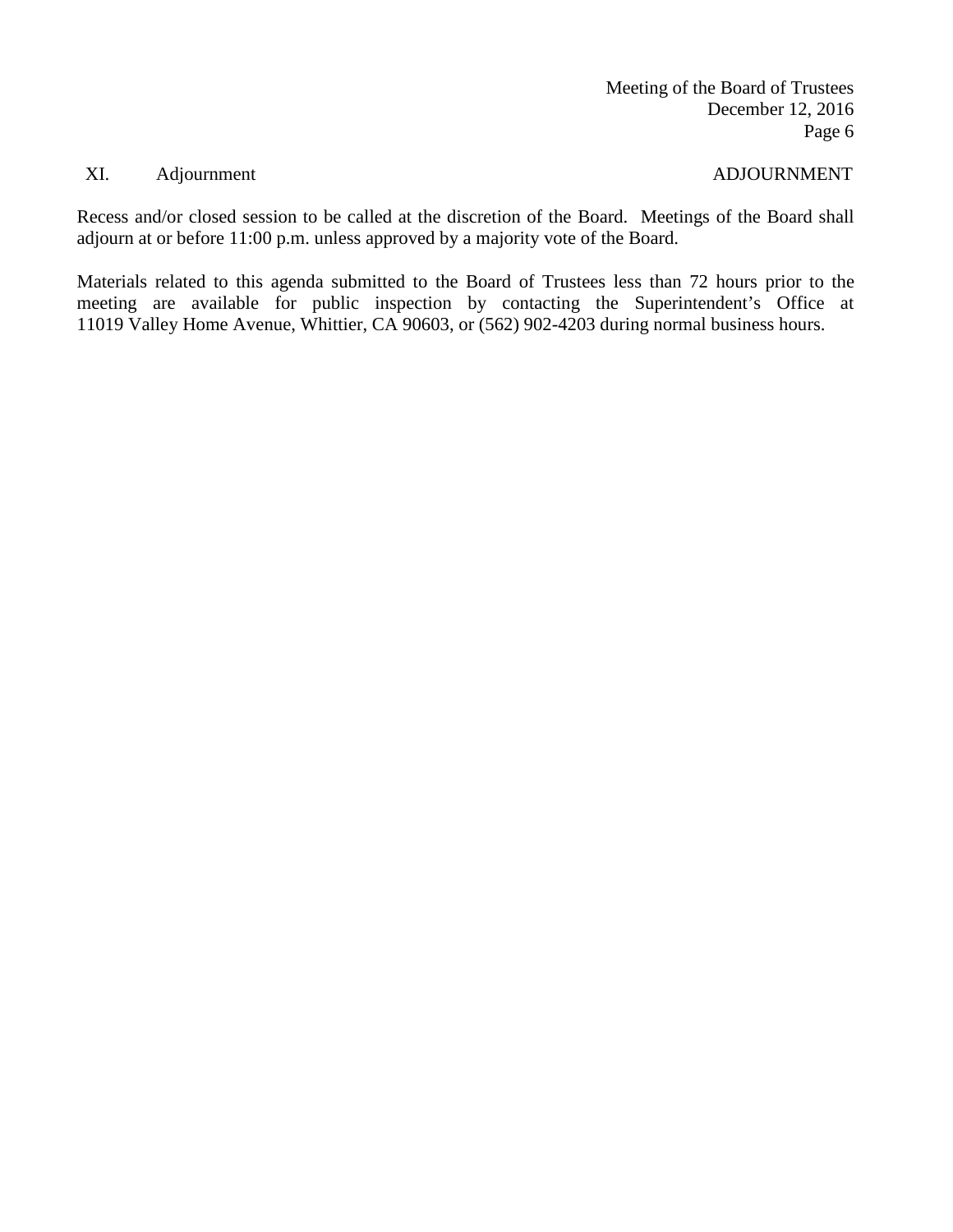XI. Adjournment ADJOURNMENT

Recess and/or closed session to be called at the discretion of the Board. Meetings of the Board shall adjourn at or before 11:00 p.m. unless approved by a majority vote of the Board.

Materials related to this agenda submitted to the Board of Trustees less than 72 hours prior to the meeting are available for public inspection by contacting the Superintendent's Office at 11019 Valley Home Avenue, Whittier, CA 90603, or (562) 902-4203 during normal business hours.